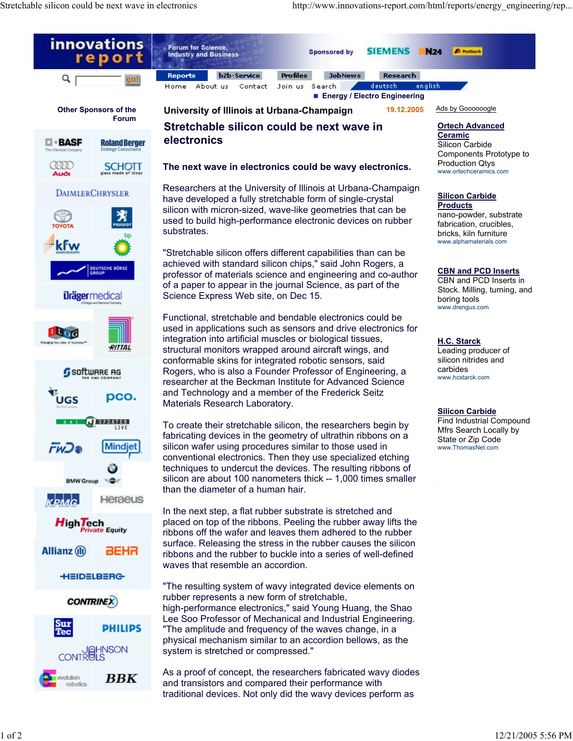University of Illinois at Urbana-Champaign 19.12.2005

# Stretchable silicon could be next wave in electronics

**The next wave in electronics could be wavy electronics.**

Researchers at the University of Illinois at Urbana-Champaign have developed a fully stretchable form of single-crystal silicon with micron-sized, wave-like geometries that can be used to build high-performance electronic devices on rubber substrates.

"Stretchable silicon offers different capabilities than can be achieved with standard silicon chips," said John Rogers, a professor of materials science and engineering and co-author of a paper to appear in the journal Science, as part of the Science Express Web site, on Dec 15.

Functional, stretchable and bendable electronics could be used in applications such as sensors and drive electronics for integration into artificial muscles or biological tissues, structural monitors wrapped around aircraft wings, and conformable skins for integrated robotic sensors, said Rogers, who is also a Founder Professor of Engineering, a researcher at the Beckman Institute for Advanced Science and Technology and a member of the Frederick Seitz Materials Research Laboratory.

To create their stretchable silicon, the researchers begin by fabricating devices in the geometry of ultrathin ribbons on a silicon wafer using procedures similar to those used in conventional electronics. Then they use specialized etching techniques to undercut the devices. The resulting ribbons of silicon are about 100 nanometers thick -- 1,000 times smaller than the diameter of a human hair.

In the next step, a flat rubber substrate is stretched and placed on top of the ribbons. Peeling the rubber away lifts the ribbons off the wafer and leaves them adhered to the rubber surface. Releasing the stress in the rubber causes the silicon ribbons and the rubber to buckle into a series of well-defined waves that resemble an accordion.

"The resulting system of wavy integrated device elements on rubber represents a new form of stretchable, high-performance electronics," said Young Huang, the Shao Lee Soo Professor of Mechanical and Industrial Engineering. "The amplitude and frequency of the waves change, in a physical mechanism similar to an accordion bellows, as the system is stretched or compressed."

As a proof of concept, the researchers fabricated wavy diodes and transistors and compared their performance with traditional devices. Not only did the wavy devices perform as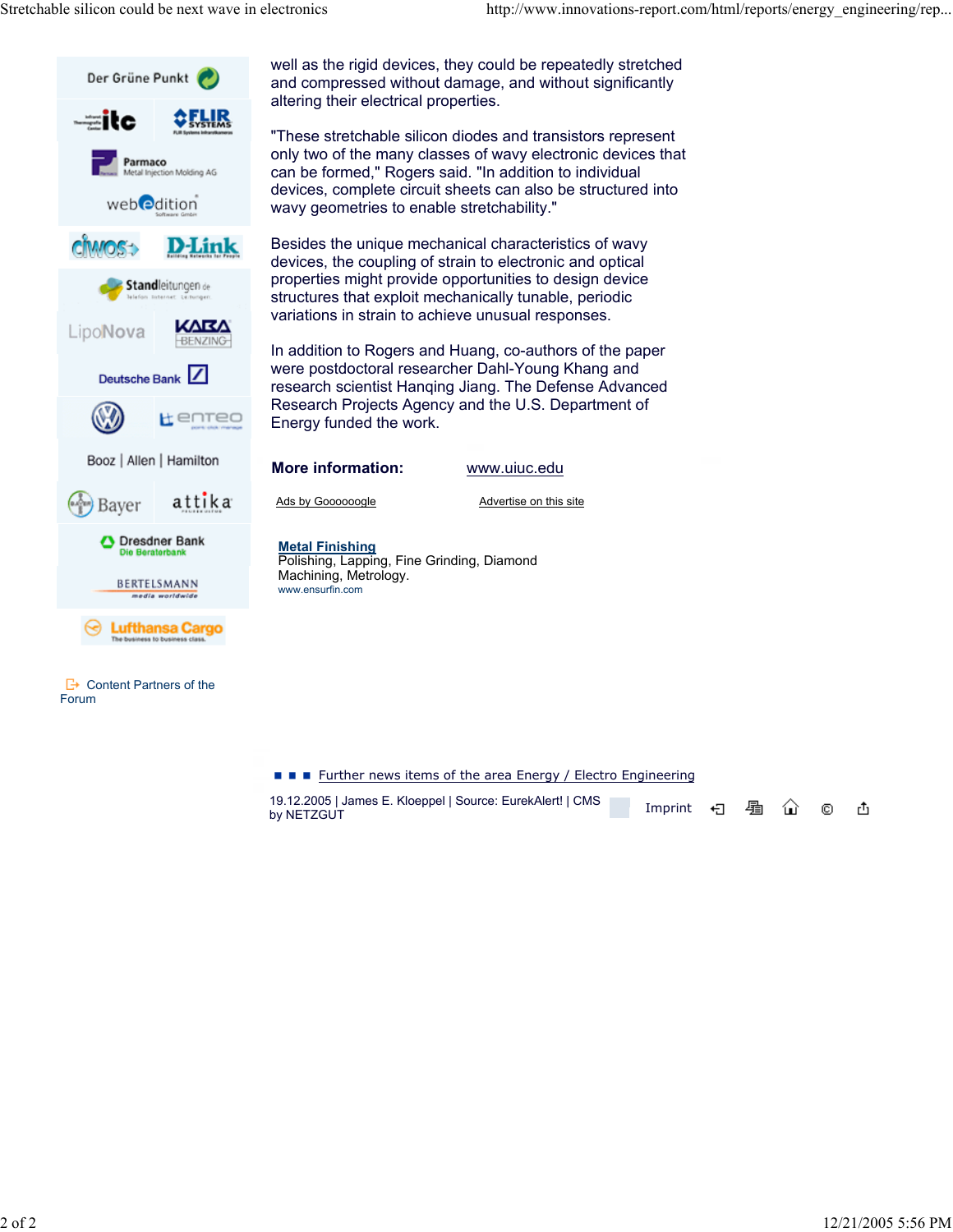well as the rigid devices, they could be repeatedly stretched and compressed without damage, and without significantly altering their electrical properties.

"These stretchable silicon diodes and transistors represent only two of the many classes of wavy electronic devices that can be formed," Rogers said. "In addition to individual devices, complete circuit sheets can also be structured into wavy geometries to enable stretchability."

Besides the unique mechanical characteristics of wavy devices, the coupling of strain to electronic and optical properties might provide opportunities to design device structures that exploit mechanically tunable, periodic variations in strain to achieve unusual responses.

In addition to Rogers and Huang, co-authors of the paper were postdoctoral researcher Dahl-Young Khang and research scientist Hanqing Jiang. The Defense Advanced Research Projects Agency and the U.S. Department of Energy funded the work.

**More information:** www.uiuc.edu

Ads by Goooooogle    Advertise on this site

**Metal Finishing**
Polishing, Lapping, Fine Grinding, Diamond Machining, Metrology.
www.ensurfin.com

Der Grüne Punkt · itc · FLIR Systems · Parmaco Metal Injection Molding AG · webEdition · ciwos · D-Link · Standleitungen.de · LipoNova · KABA BENZING · Deutsche Bank · VW · enteo · Booz | Allen | Hamilton · Bayer · attika · Dresdner Bank · Bertelsmann · Lufthansa Cargo

Content Partners of the Forum

Further news items of the area Energy / Electro Engineering

19.12.2005 | James E. Kloeppel | Source: EurekAlert! | CMS by NETZGUT

Imprint